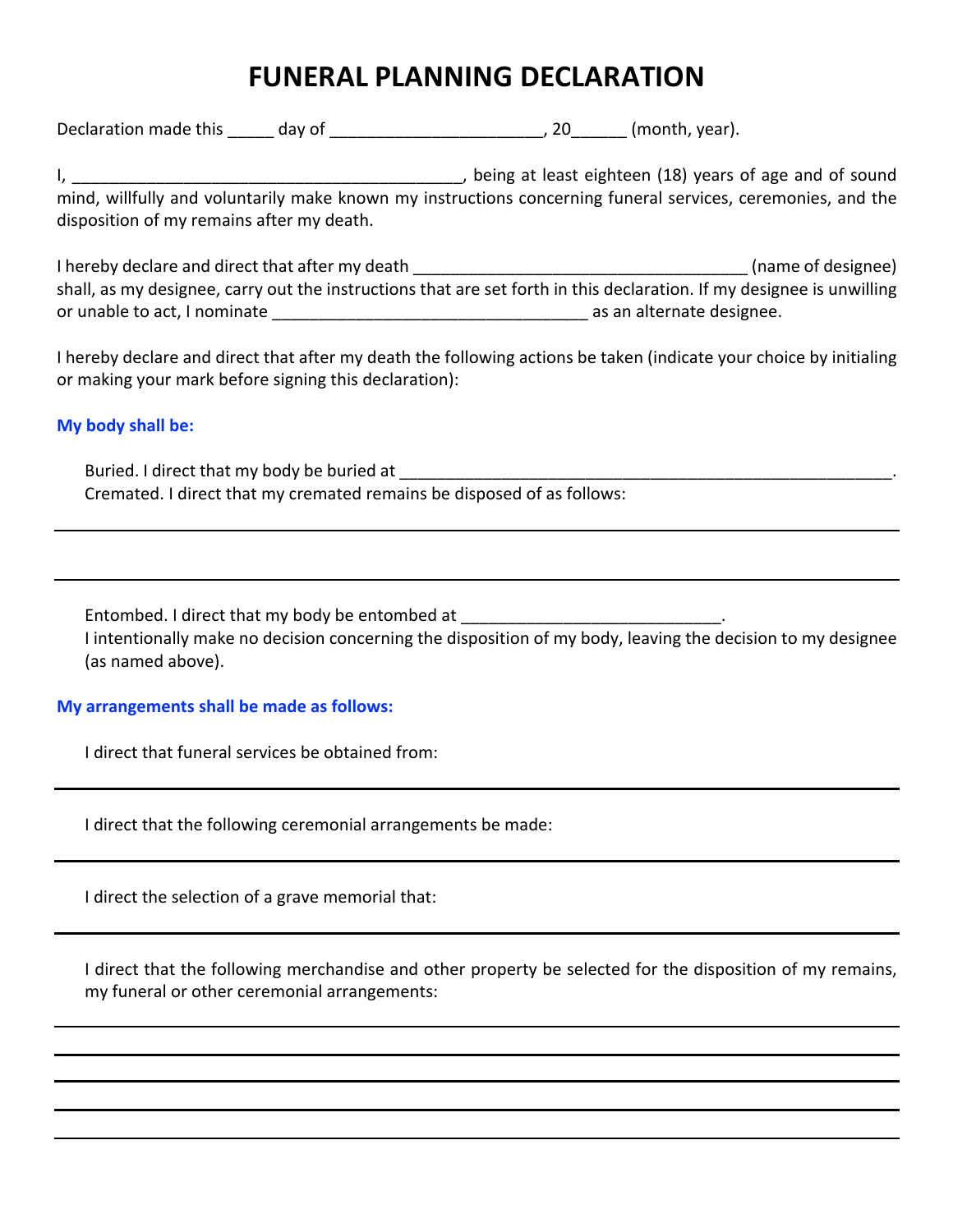# FUNERAL PLANNING DECLARATION

Declaration made this _____ day of _______________________, 20______ (month, year).

I, ___________________________________________, being at least eighteen (18) years of age and of sound mind, willfully and voluntarily make known my instructions concerning funeral services, ceremonies, and the disposition of my remains after my death.

I hereby declare and direct that after my death ____________________________________ (name of designee) shall, as my designee, carry out the instructions that are set forth in this declaration. If my designee is unwilling or unable to act, I nominate __________________________________ as an alternate designee.

I hereby declare and direct that after my death the following actions be taken (indicate your choice by initialing or making your mark before signing this declaration):

**My body shall be:**

Buried. I direct that my body be buried at ________________________________________________________.

Cremated. I direct that my cremated remains be disposed of as follows:

_______________________________________________________________________________

_______________________________________________________________________________

Entombed. I direct that my body be entombed at ____________________________.

I intentionally make no decision concerning the disposition of my body, leaving the decision to my designee (as named above).

**My arrangements shall be made as follows:**

I direct that funeral services be obtained from:

_______________________________________________________________________________

I direct that the following ceremonial arrangements be made:

_______________________________________________________________________________

I direct the selection of a grave memorial that:

_______________________________________________________________________________

I direct that the following merchandise and other property be selected for the disposition of my remains, my funeral or other ceremonial arrangements:

_______________________________________________________________________________

_______________________________________________________________________________

_______________________________________________________________________________

_______________________________________________________________________________

_______________________________________________________________________________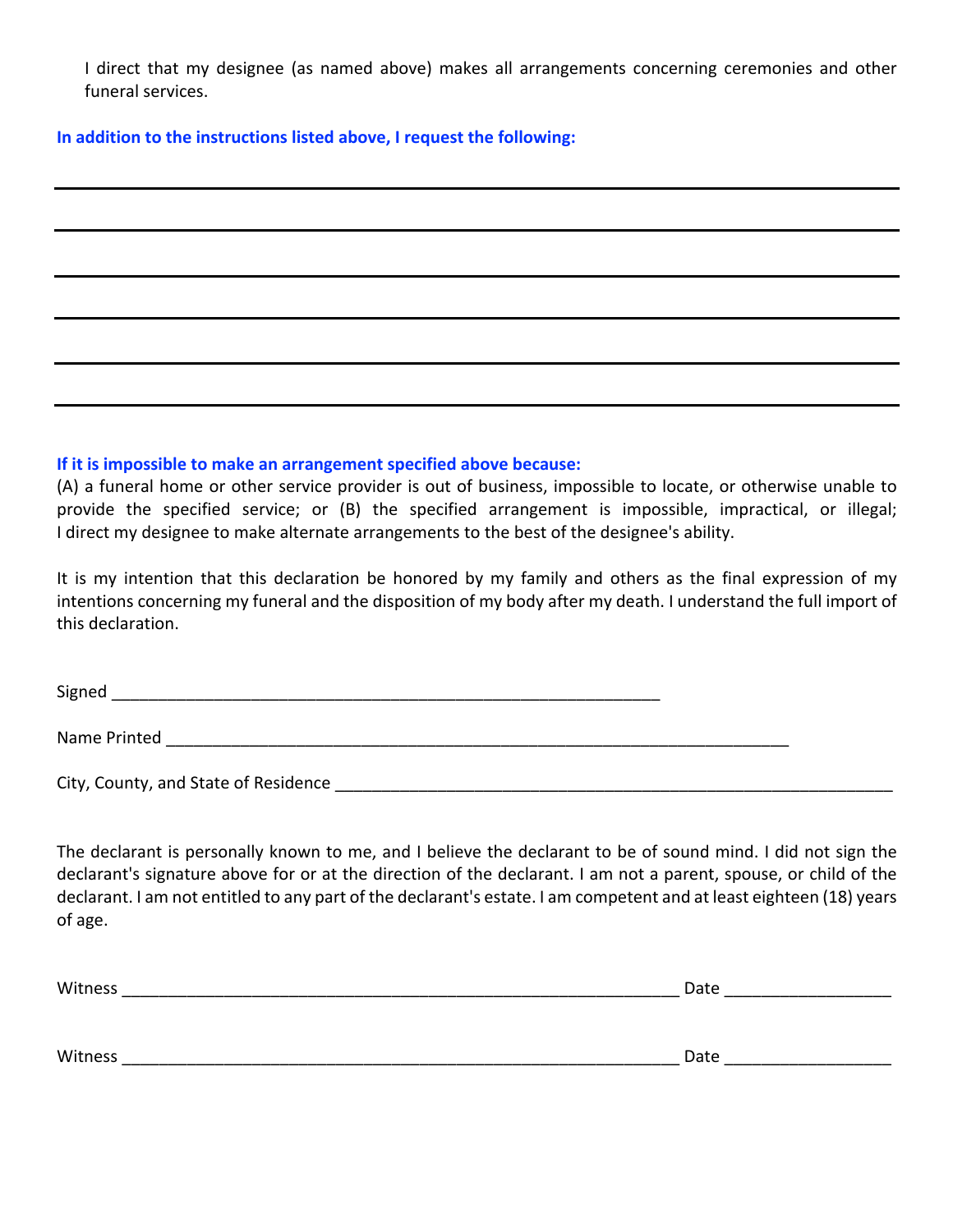I direct that my designee (as named above) makes all arrangements concerning ceremonies and other funeral services.

**In addition to the instructions listed above, I request the following:**

\_\_\_\_\_\_\_\_\_\_\_\_\_\_\_\_\_\_\_\_\_\_\_\_\_\_\_\_\_\_\_\_\_\_\_\_\_\_\_\_\_\_\_\_\_\_\_\_\_\_\_\_\_\_\_\_\_\_\_\_\_\_\_\_\_\_\_\_\_\_\_\_\_\_\_\_\_\_

\_\_\_\_\_\_\_\_\_\_\_\_\_\_\_\_\_\_\_\_\_\_\_\_\_\_\_\_\_\_\_\_\_\_\_\_\_\_\_\_\_\_\_\_\_\_\_\_\_\_\_\_\_\_\_\_\_\_\_\_\_\_\_\_\_\_\_\_\_\_\_\_\_\_\_\_\_\_

\_\_\_\_\_\_\_\_\_\_\_\_\_\_\_\_\_\_\_\_\_\_\_\_\_\_\_\_\_\_\_\_\_\_\_\_\_\_\_\_\_\_\_\_\_\_\_\_\_\_\_\_\_\_\_\_\_\_\_\_\_\_\_\_\_\_\_\_\_\_\_\_\_\_\_\_\_\_

\_\_\_\_\_\_\_\_\_\_\_\_\_\_\_\_\_\_\_\_\_\_\_\_\_\_\_\_\_\_\_\_\_\_\_\_\_\_\_\_\_\_\_\_\_\_\_\_\_\_\_\_\_\_\_\_\_\_\_\_\_\_\_\_\_\_\_\_\_\_\_\_\_\_\_\_\_\_

\_\_\_\_\_\_\_\_\_\_\_\_\_\_\_\_\_\_\_\_\_\_\_\_\_\_\_\_\_\_\_\_\_\_\_\_\_\_\_\_\_\_\_\_\_\_\_\_\_\_\_\_\_\_\_\_\_\_\_\_\_\_\_\_\_\_\_\_\_\_\_\_\_\_\_\_\_\_

\_\_\_\_\_\_\_\_\_\_\_\_\_\_\_\_\_\_\_\_\_\_\_\_\_\_\_\_\_\_\_\_\_\_\_\_\_\_\_\_\_\_\_\_\_\_\_\_\_\_\_\_\_\_\_\_\_\_\_\_\_\_\_\_\_\_\_\_\_\_\_\_\_\_\_\_\_\_

**If it is impossible to make an arrangement specified above because:**
(A) a funeral home or other service provider is out of business, impossible to locate, or otherwise unable to provide the specified service; or (B) the specified arrangement is impossible, impractical, or illegal; I direct my designee to make alternate arrangements to the best of the designee's ability.

It is my intention that this declaration be honored by my family and others as the final expression of my intentions concerning my funeral and the disposition of my body after my death. I understand the full import of this declaration.

Signed \_\_\_\_\_\_\_\_\_\_\_\_\_\_\_\_\_\_\_\_\_\_\_\_\_\_\_\_\_\_\_\_\_\_\_\_\_\_\_\_\_\_\_\_\_\_\_\_\_\_\_\_\_\_\_\_\_\_\_\_

Name Printed \_\_\_\_\_\_\_\_\_\_\_\_\_\_\_\_\_\_\_\_\_\_\_\_\_\_\_\_\_\_\_\_\_\_\_\_\_\_\_\_\_\_\_\_\_\_\_\_\_\_\_\_\_\_\_\_\_\_\_\_\_\_\_\_\_\_

City, County, and State of Residence \_\_\_\_\_\_\_\_\_\_\_\_\_\_\_\_\_\_\_\_\_\_\_\_\_\_\_\_\_\_\_\_\_\_\_\_\_\_\_\_\_\_\_\_\_\_\_\_\_\_\_\_\_\_\_\_\_\_\_\_

The declarant is personally known to me, and I believe the declarant to be of sound mind. I did not sign the declarant's signature above for or at the direction of the declarant. I am not a parent, spouse, or child of the declarant. I am not entitled to any part of the declarant's estate. I am competent and at least eighteen (18) years of age.

Witness \_\_\_\_\_\_\_\_\_\_\_\_\_\_\_\_\_\_\_\_\_\_\_\_\_\_\_\_\_\_\_\_\_\_\_\_\_\_\_\_\_\_\_\_\_\_\_\_\_\_\_\_\_\_\_\_\_\_\_\_ Date \_\_\_\_\_\_\_\_\_\_\_\_\_\_\_\_\_\_

Witness \_\_\_\_\_\_\_\_\_\_\_\_\_\_\_\_\_\_\_\_\_\_\_\_\_\_\_\_\_\_\_\_\_\_\_\_\_\_\_\_\_\_\_\_\_\_\_\_\_\_\_\_\_\_\_\_\_\_\_\_ Date \_\_\_\_\_\_\_\_\_\_\_\_\_\_\_\_\_\_